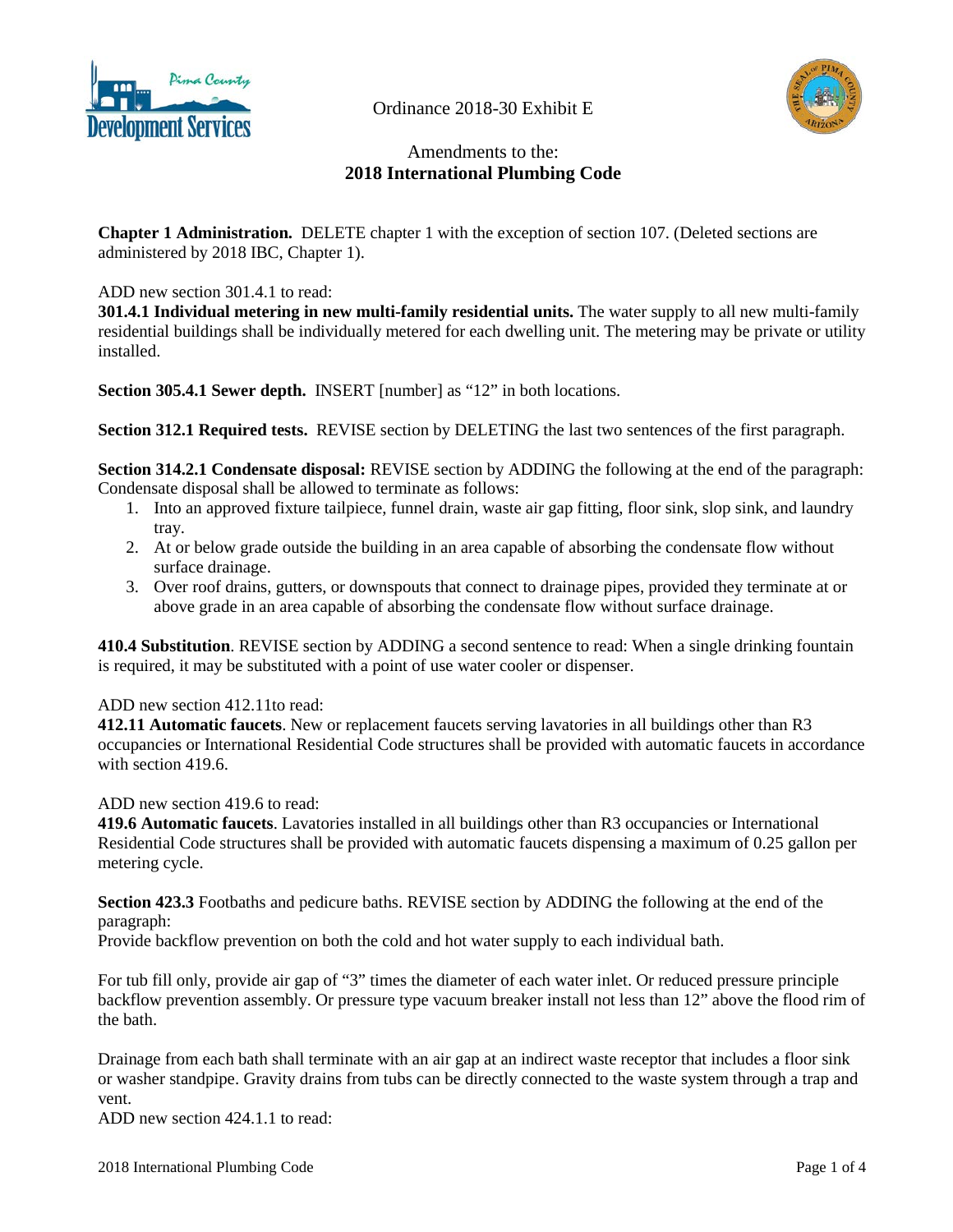Ordinance 2018-30 Exhibit E

# Amendments to the: 2018 International Plumbing Code

**Chapter 1 Administration.** DELETE chapter 1 with the exception of section 107. (Deleted sections are administered by 2018 IBC, Chapter 1).

ADD new section 301.4.1 to read:

**301.4.1 Individual metering in new multi-family residential units.** The water supply to all new multi-family residential buildings shall be individually metered for each dwelling unit. The metering may be private or utility installed.

**Section 305.4.1 Sewer depth.** INSERT [number] as "12" in both locations.

**Section 312.1 Required tests.** REVISE section by DELETING the last two sentences of the first paragraph.

**Section 314.2.1 Condensate disposal:** REVISE section by ADDING the following at the end of the paragraph: Condensate disposal shall be allowed to terminate as follows:

1. Into an approved fixture tailpiece, funnel drain, waste air gap fitting, floor sink, slop sink, and laundry tray.
2. At or below grade outside the building in an area capable of absorbing the condensate flow without surface drainage.
3. Over roof drains, gutters, or downspouts that connect to drainage pipes, provided they terminate at or above grade in an area capable of absorbing the condensate flow without surface drainage.

**410.4 Substitution**. REVISE section by ADDING a second sentence to read: When a single drinking fountain is required, it may be substituted with a point of use water cooler or dispenser.

ADD new section 412.11to read:

**412.11 Automatic faucets**. New or replacement faucets serving lavatories in all buildings other than R3 occupancies or International Residential Code structures shall be provided with automatic faucets in accordance with section 419.6.

ADD new section 419.6 to read:

**419.6 Automatic faucets**. Lavatories installed in all buildings other than R3 occupancies or International Residential Code structures shall be provided with automatic faucets dispensing a maximum of 0.25 gallon per metering cycle.

**Section 423.3** Footbaths and pedicure baths. REVISE section by ADDING the following at the end of the paragraph:

Provide backflow prevention on both the cold and hot water supply to each individual bath.

For tub fill only, provide air gap of "3" times the diameter of each water inlet. Or reduced pressure principle backflow prevention assembly. Or pressure type vacuum breaker install not less than 12" above the flood rim of the bath.

Drainage from each bath shall terminate with an air gap at an indirect waste receptor that includes a floor sink or washer standpipe. Gravity drains from tubs can be directly connected to the waste system through a trap and vent.

ADD new section 424.1.1 to read: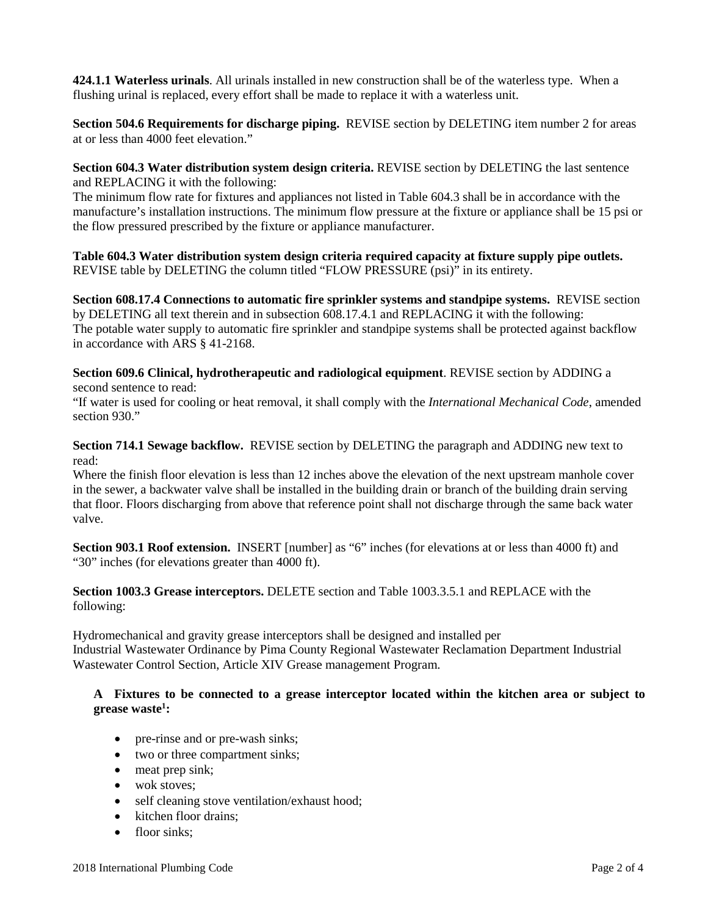**424.1.1 Waterless urinals**. All urinals installed in new construction shall be of the waterless type. When a flushing urinal is replaced, every effort shall be made to replace it with a waterless unit.

**Section 504.6 Requirements for discharge piping.** REVISE section by DELETING item number 2 for areas at or less than 4000 feet elevation."

**Section 604.3 Water distribution system design criteria.** REVISE section by DELETING the last sentence and REPLACING it with the following:
The minimum flow rate for fixtures and appliances not listed in Table 604.3 shall be in accordance with the manufacture's installation instructions. The minimum flow pressure at the fixture or appliance shall be 15 psi or the flow pressured prescribed by the fixture or appliance manufacturer.

**Table 604.3 Water distribution system design criteria required capacity at fixture supply pipe outlets.** REVISE table by DELETING the column titled "FLOW PRESSURE (psi)" in its entirety.

**Section 608.17.4 Connections to automatic fire sprinkler systems and standpipe systems.** REVISE section by DELETING all text therein and in subsection 608.17.4.1 and REPLACING it with the following:
The potable water supply to automatic fire sprinkler and standpipe systems shall be protected against backflow in accordance with ARS § 41-2168.

**Section 609.6 Clinical, hydrotherapeutic and radiological equipment**. REVISE section by ADDING a second sentence to read:
"If water is used for cooling or heat removal, it shall comply with the *International Mechanical Code*, amended section 930."

**Section 714.1 Sewage backflow.** REVISE section by DELETING the paragraph and ADDING new text to read:
Where the finish floor elevation is less than 12 inches above the elevation of the next upstream manhole cover in the sewer, a backwater valve shall be installed in the building drain or branch of the building drain serving that floor. Floors discharging from above that reference point shall not discharge through the same back water valve.

**Section 903.1 Roof extension.** INSERT [number] as "6" inches (for elevations at or less than 4000 ft) and "30" inches (for elevations greater than 4000 ft).

**Section 1003.3 Grease interceptors.** DELETE section and Table 1003.3.5.1 and REPLACE with the following:

Hydromechanical and gravity grease interceptors shall be designed and installed per Industrial Wastewater Ordinance by Pima County Regional Wastewater Reclamation Department Industrial Wastewater Control Section, Article XIV Grease management Program.

**A Fixtures to be connected to a grease interceptor located within the kitchen area or subject to grease waste[1]:**

- pre-rinse and or pre-wash sinks;
- two or three compartment sinks;
- meat prep sink;
- wok stoves;
- self cleaning stove ventilation/exhaust hood;
- kitchen floor drains;
- floor sinks;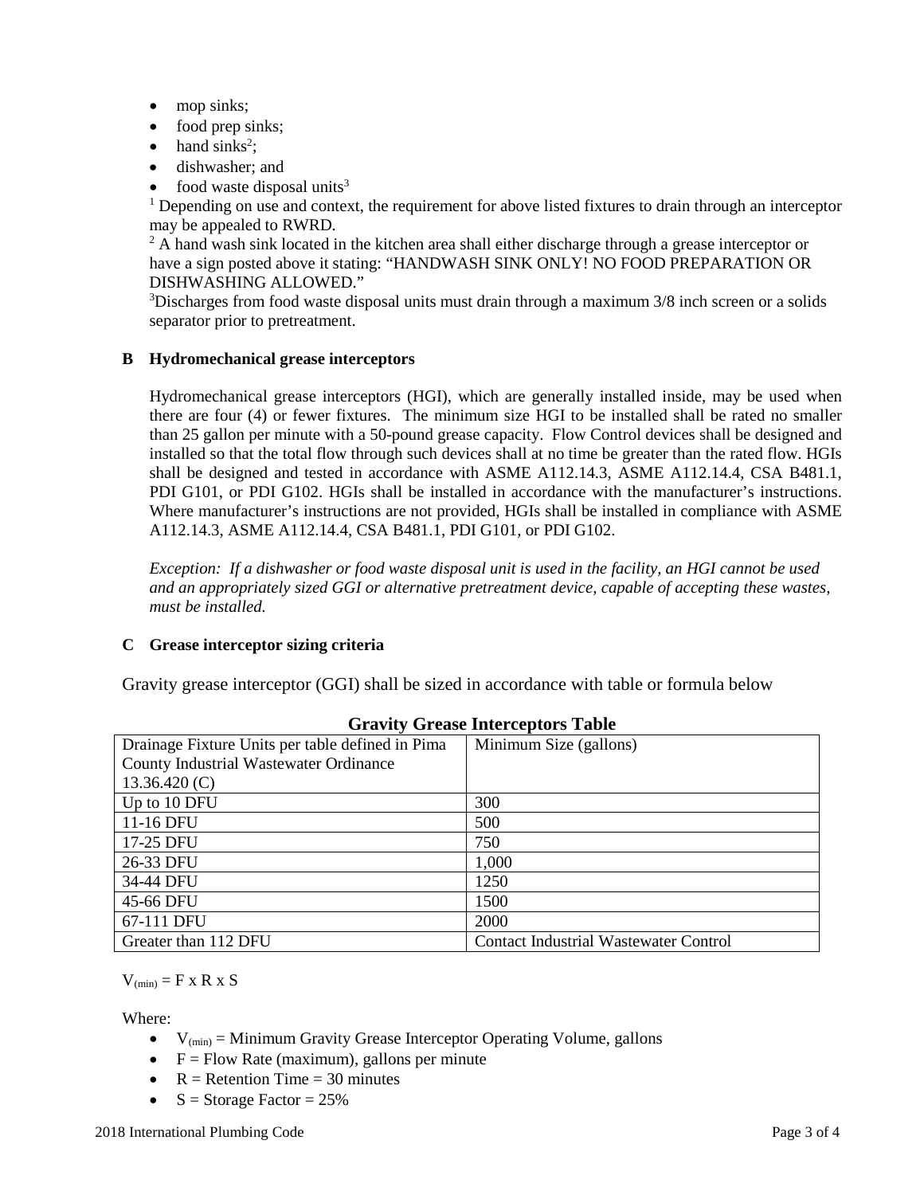- mop sinks;
- food prep sinks;
- hand sinks[2];
- dishwasher; and
- food waste disposal units[3]

[1] Depending on use and context, the requirement for above listed fixtures to drain through an interceptor may be appealed to RWRD.

[2] A hand wash sink located in the kitchen area shall either discharge through a grease interceptor or have a sign posted above it stating: "HANDWASH SINK ONLY! NO FOOD PREPARATION OR DISHWASHING ALLOWED."

[3] Discharges from food waste disposal units must drain through a maximum 3/8 inch screen or a solids separator prior to pretreatment.

### B Hydromechanical grease interceptors

Hydromechanical grease interceptors (HGI), which are generally installed inside, may be used when there are four (4) or fewer fixtures. The minimum size HGI to be installed shall be rated no smaller than 25 gallon per minute with a 50-pound grease capacity. Flow Control devices shall be designed and installed so that the total flow through such devices shall at no time be greater than the rated flow. HGIs shall be designed and tested in accordance with ASME A112.14.3, ASME A112.14.4, CSA B481.1, PDI G101, or PDI G102. HGIs shall be installed in accordance with the manufacturer's instructions. Where manufacturer's instructions are not provided, HGIs shall be installed in compliance with ASME A112.14.3, ASME A112.14.4, CSA B481.1, PDI G101, or PDI G102.

*Exception: If a dishwasher or food waste disposal unit is used in the facility, an HGI cannot be used and an appropriately sized GGI or alternative pretreatment device, capable of accepting these wastes, must be installed.*

### C Grease interceptor sizing criteria

Gravity grease interceptor (GGI) shall be sized in accordance with table or formula below

**Gravity Grease Interceptors Table**

| Drainage Fixture Units per table defined in Pima County Industrial Wastewater Ordinance 13.36.420 (C) | Minimum Size (gallons) |
|---|---|
| Up to 10 DFU | 300 |
| 11-16 DFU | 500 |
| 17-25 DFU | 750 |
| 26-33 DFU | 1,000 |
| 34-44 DFU | 1250 |
| 45-66 DFU | 1500 |
| 67-111 DFU | 2000 |
| Greater than 112 DFU | Contact Industrial Wastewater Control |

$V_{(min)} = F \times R \times S$

Where:

- $V_{(min)}$ = Minimum Gravity Grease Interceptor Operating Volume, gallons
- F = Flow Rate (maximum), gallons per minute
- R = Retention Time = 30 minutes
- S = Storage Factor = 25%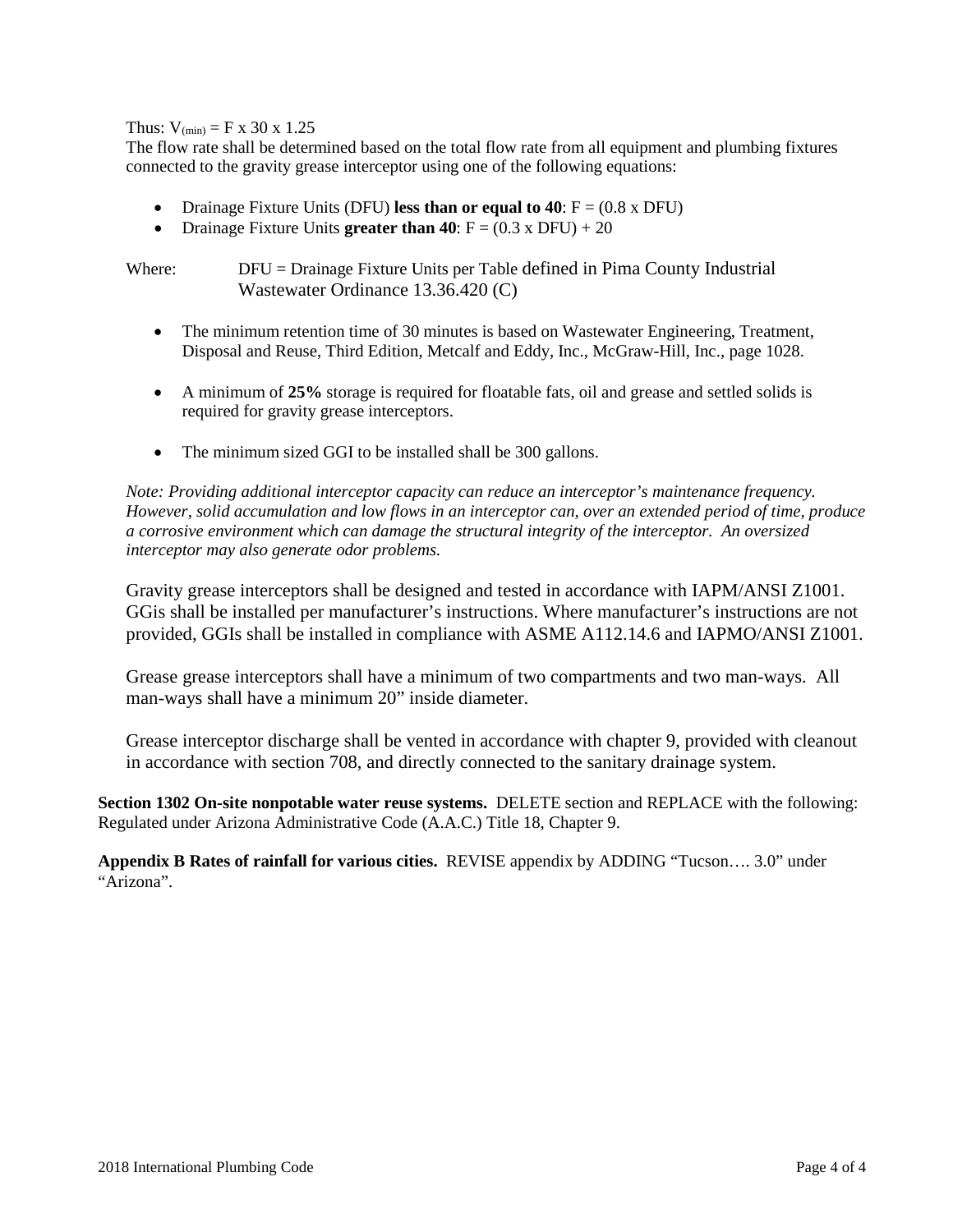Thus: $V_{(min)} = F \times 30 \times 1.25$

The flow rate shall be determined based on the total flow rate from all equipment and plumbing fixtures connected to the gravity grease interceptor using one of the following equations:

- Drainage Fixture Units (DFU) **less than or equal to 40**: $F = (0.8 \times DFU)$
- Drainage Fixture Units **greater than 40**: $F = (0.3 \times DFU) + 20$

Where: DFU = Drainage Fixture Units per Table defined in Pima County Industrial Wastewater Ordinance 13.36.420 (C)

- The minimum retention time of 30 minutes is based on Wastewater Engineering, Treatment, Disposal and Reuse, Third Edition, Metcalf and Eddy, Inc., McGraw-Hill, Inc., page 1028.
- A minimum of **25%** storage is required for floatable fats, oil and grease and settled solids is required for gravity grease interceptors.
- The minimum sized GGI to be installed shall be 300 gallons.

*Note: Providing additional interceptor capacity can reduce an interceptor's maintenance frequency. However, solid accumulation and low flows in an interceptor can, over an extended period of time, produce a corrosive environment which can damage the structural integrity of the interceptor. An oversized interceptor may also generate odor problems.*

Gravity grease interceptors shall be designed and tested in accordance with IAPM/ANSI Z1001. GGis shall be installed per manufacturer's instructions. Where manufacturer's instructions are not provided, GGIs shall be installed in compliance with ASME A112.14.6 and IAPMO/ANSI Z1001.

Grease grease interceptors shall have a minimum of two compartments and two man-ways. All man-ways shall have a minimum 20" inside diameter.

Grease interceptor discharge shall be vented in accordance with chapter 9, provided with cleanout in accordance with section 708, and directly connected to the sanitary drainage system.

**Section 1302 On-site nonpotable water reuse systems.** DELETE section and REPLACE with the following: Regulated under Arizona Administrative Code (A.A.C.) Title 18, Chapter 9.

**Appendix B Rates of rainfall for various cities.** REVISE appendix by ADDING "Tucson…. 3.0" under "Arizona".